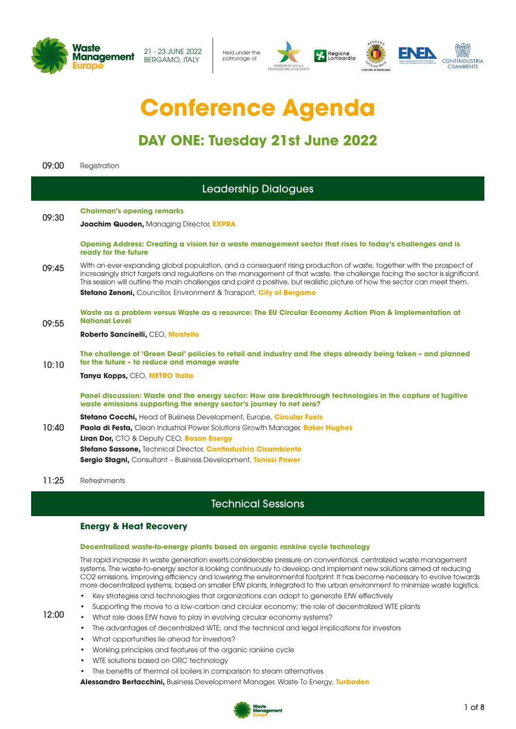Waste Management Europe

21 - 23 JUNE 2022
BERGAMO, ITALY

Held under the patronage of

# Conference Agenda

## DAY ONE: Tuesday 21st June 2022

**09:00** Registration

## Leadership Dialogues

**09:30**

**Chairman's opening remarks**

**Joachim Quoden,** Managing Director, **EXPRA**

**09:45**

**Opening Address: Creating a vision for a waste management sector that rises to today's challenges and is ready for the future**

With an ever-expanding global population, and a consequent rising production of waste, together with the prospect of increasingly strict targets and regulations on the management of that waste, the challenge facing the sector is significant. This session will outline the main challenges and paint a positive, but realistic picture of how the sector can meet them.

**Stefano Zenoni,** Councillor, Environment & Transport, **City of Bergamo**

**09:55**

**Waste as a problem versus Waste as a resource: The EU Circular Economy Action Plan & Implementation at National Level**

**Roberto Sancinelli,** CEO, **Montello**

**10:10**

**The challenge of 'Green Deal' policies to retail and industry and the steps already being taken – and planned for the future – to reduce and manage waste**

**Tanya Kopps,** CEO, **METRO Italia**

**10:40**

**Panel discussion: Waste and the energy sector: How are breakthrough technologies in the capture of fugitive waste emissions supporting the energy sector's journey to net zero?**

**Stefano Cocchi,** Head of Business Development, Europe, **Circular Fuels**
**Paola di Festa,** Clean Industrial Power Solutions Growth Manager, **Baker Hughes**
**Liran Dor,** CTO & Deputy CEO, **Boson Energy**
**Stefano Sassone,** Technical Director, **Confindustria Cisambiente**
**Sergio Stagni,** Consultant – Business Development, **Tonissi Power**

**11:25** Refreshments

## Technical Sessions

### Energy & Heat Recovery

**12:00**

**Decentralized waste-to-energy plants based on organic rankine cycle technology**

The rapid increase in waste generation exerts considerable pressure on conventional, centralized waste management systems. The waste-to-energy sector is looking continuously to develop and implement new solutions aimed at reducing CO2 emissions, improving efficiency and lowering the environmental footprint. It has become necessary to evolve towards more decentralized systems, based on smaller EfW plants, integrated to the urban environment to minimize waste logistics.

- Key strategies and technologies that organizations can adopt to generate EfW effectively
- Supporting the move to a low-carbon and circular economy; the role of decentralized WTE plants
- What role does EfW have to play in evolving circular economy systems?
- The advantages of decentralized WTE, and the technical and legal implications for investors
- What opportunities lie ahead for investors?
- Working principles and features of the organic rankine cycle
- WTE solutions based on ORC technology
- The benefits of thermal oil boilers in comparison to steam alternatives

**Alessandro Bertacchini,** Business Development Manager, Waste To Energy, **Turboden**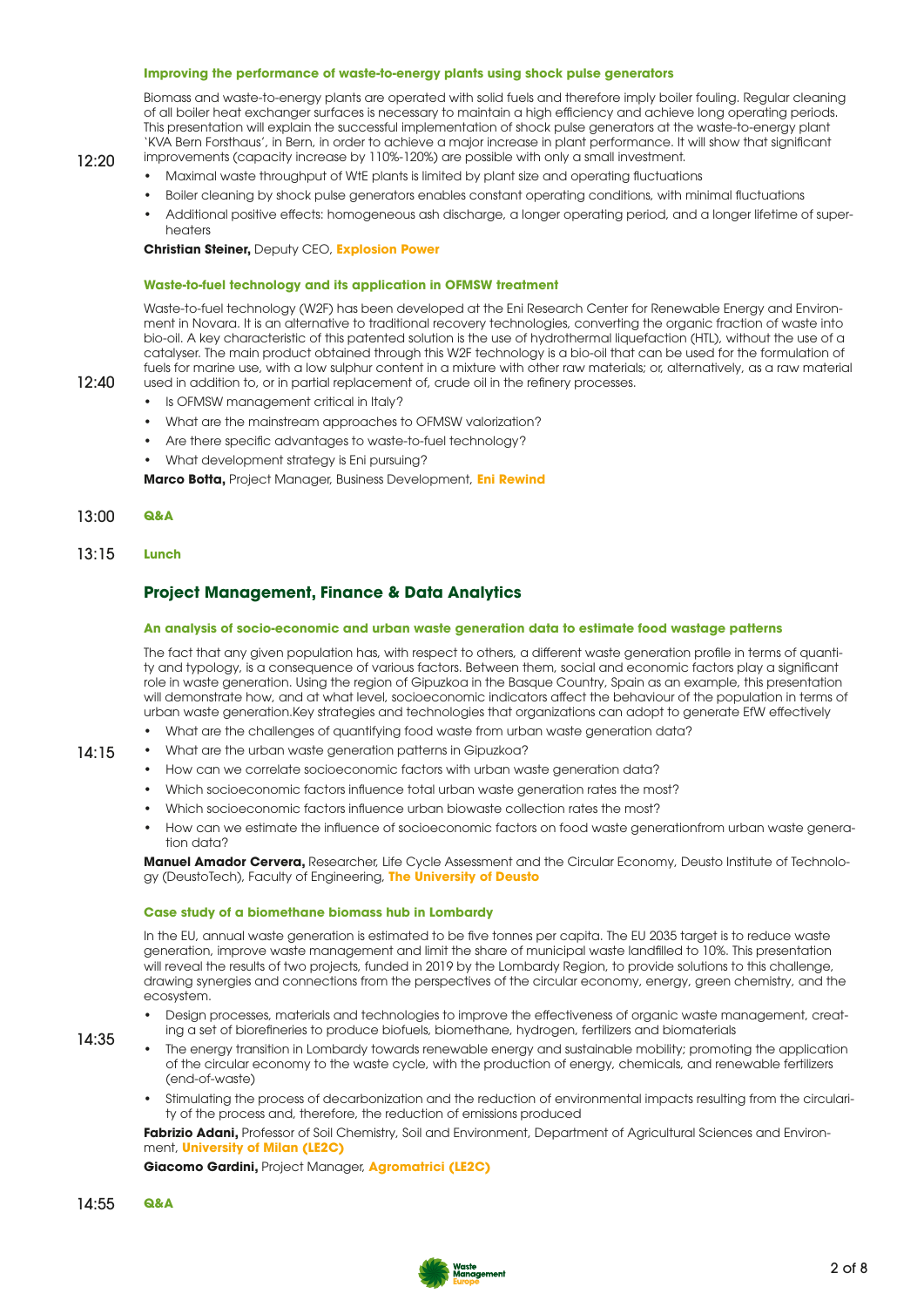**Improving the performance of waste-to-energy plants using shock pulse generators**

12:20

Biomass and waste-to-energy plants are operated with solid fuels and therefore imply boiler fouling. Regular cleaning of all boiler heat exchanger surfaces is necessary to maintain a high efficiency and achieve long operating periods. This presentation will explain the successful implementation of shock pulse generators at the waste-to-energy plant 'KVA Bern Forsthaus', in Bern, in order to achieve a major increase in plant performance. It will show that significant improvements (capacity increase by 110%-120%) are possible with only a small investment.

- Maximal waste throughput of WtE plants is limited by plant size and operating fluctuations
- Boiler cleaning by shock pulse generators enables constant operating conditions, with minimal fluctuations
- Additional positive effects: homogeneous ash discharge, a longer operating period, and a longer lifetime of superheaters

**Christian Steiner,** Deputy CEO, **Explosion Power**

**Waste-to-fuel technology and its application in OFMSW treatment**

12:40

Waste-to-fuel technology (W2F) has been developed at the Eni Research Center for Renewable Energy and Environment in Novara. It is an alternative to traditional recovery technologies, converting the organic fraction of waste into bio-oil. A key characteristic of this patented solution is the use of hydrothermal liquefaction (HTL), without the use of a catalyser. The main product obtained through this W2F technology is a bio-oil that can be used for the formulation of fuels for marine use, with a low sulphur content in a mixture with other raw materials; or, alternatively, as a raw material used in addition to, or in partial replacement of, crude oil in the refinery processes.

- Is OFMSW management critical in Italy?
- What are the mainstream approaches to OFMSW valorization?
- Are there specific advantages to waste-to-fuel technology?
- What development strategy is Eni pursuing?

**Marco Botta,** Project Manager, Business Development, **Eni Rewind**

13:00 **Q&A**

13:15 **Lunch**

## Project Management, Finance & Data Analytics

**An analysis of socio-economic and urban waste generation data to estimate food wastage patterns**

14:15

The fact that any given population has, with respect to others, a different waste generation profile in terms of quantity and typology, is a consequence of various factors. Between them, social and economic factors play a significant role in waste generation. Using the region of Gipuzkoa in the Basque Country, Spain as an example, this presentation will demonstrate how, and at what level, socioeconomic indicators affect the behaviour of the population in terms of urban waste generation.Key strategies and technologies that organizations can adopt to generate EfW effectively

- What are the challenges of quantifying food waste from urban waste generation data?
- What are the urban waste generation patterns in Gipuzkoa?
- How can we correlate socioeconomic factors with urban waste generation data?
- Which socioeconomic factors influence total urban waste generation rates the most?
- Which socioeconomic factors influence urban biowaste collection rates the most?
- How can we estimate the influence of socioeconomic factors on food waste generationfrom urban waste generation data?

**Manuel Amador Cervera,** Researcher, Life Cycle Assessment and the Circular Economy, Deusto Institute of Technology (DeustoTech), Faculty of Engineering, **The University of Deusto**

**Case study of a biomethane biomass hub in Lombardy**

14:35

In the EU, annual waste generation is estimated to be five tonnes per capita. The EU 2035 target is to reduce waste generation, improve waste management and limit the share of municipal waste landfilled to 10%. This presentation will reveal the results of two projects, funded in 2019 by the Lombardy Region, to provide solutions to this challenge, drawing synergies and connections from the perspectives of the circular economy, energy, green chemistry, and the ecosystem.

- Design processes, materials and technologies to improve the effectiveness of organic waste management, creating a set of biorefineries to produce biofuels, biomethane, hydrogen, fertilizers and biomaterials
- The energy transition in Lombardy towards renewable energy and sustainable mobility; promoting the application of the circular economy to the waste cycle, with the production of energy, chemicals, and renewable fertilizers (end-of-waste)
- Stimulating the process of decarbonization and the reduction of environmental impacts resulting from the circularity of the process and, therefore, the reduction of emissions produced

**Fabrizio Adani,** Professor of Soil Chemistry, Soil and Environment, Department of Agricultural Sciences and Environment, **University of Milan (LE2C)**

**Giacomo Gardini,** Project Manager, **Agromatrici (LE2C)**

14:55 **Q&A**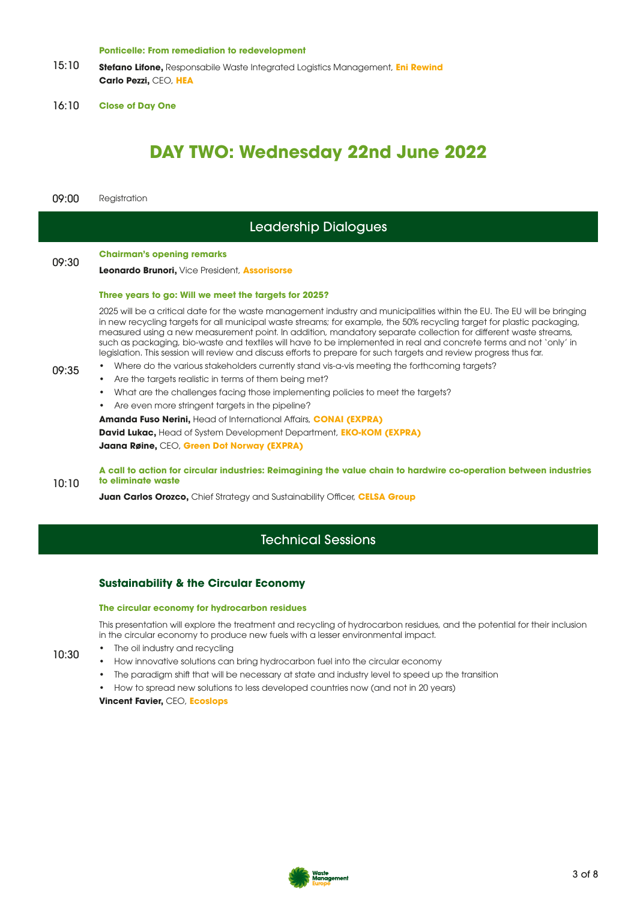**Ponticelle: From remediation to redevelopment**

15:10 **Stefano Lifone,** Responsabile Waste Integrated Logistics Management, **Eni Rewind**
**Carlo Pezzi,** CEO, **HEA**

16:10 **Close of Day One**

# DAY TWO: Wednesday 22nd June 2022

09:00 Registration

## Leadership Dialogues

09:30 **Chairman's opening remarks**

**Leonardo Brunori,** Vice President, **Assorisorse**

09:35 **Three years to go: Will we meet the targets for 2025?**

2025 will be a critical date for the waste management industry and municipalities within the EU. The EU will be bringing in new recycling targets for all municipal waste streams; for example, the 50% recycling target for plastic packaging, measured using a new measurement point. In addition, mandatory separate collection for different waste streams, such as packaging, bio-waste and textiles will have to be implemented in real and concrete terms and not 'only' in legislation. This session will review and discuss efforts to prepare for such targets and review progress thus far.

- Where do the various stakeholders currently stand vis-a-vis meeting the forthcoming targets?
- Are the targets realistic in terms of them being met?
- What are the challenges facing those implementing policies to meet the targets?
- Are even more stringent targets in the pipeline?

**Amanda Fuso Nerini,** Head of International Affairs, **CONAI (EXPRA)**
**David Lukac,** Head of System Development Department, **EKO-KOM (EXPRA)**
**Jaana Røine,** CEO, **Green Dot Norway (EXPRA)**

10:10 **A call to action for circular industries: Reimagining the value chain to hardwire co-operation between industries to eliminate waste**

**Juan Carlos Orozco,** Chief Strategy and Sustainability Officer, **CELSA Group**

## Technical Sessions

### Sustainability & the Circular Economy

10:30 **The circular economy for hydrocarbon residues**

This presentation will explore the treatment and recycling of hydrocarbon residues, and the potential for their inclusion in the circular economy to produce new fuels with a lesser environmental impact.

- The oil industry and recycling
- How innovative solutions can bring hydrocarbon fuel into the circular economy
- The paradigm shift that will be necessary at state and industry level to speed up the transition
- How to spread new solutions to less developed countries now (and not in 20 years)

**Vincent Favier,** CEO, **Ecoslops**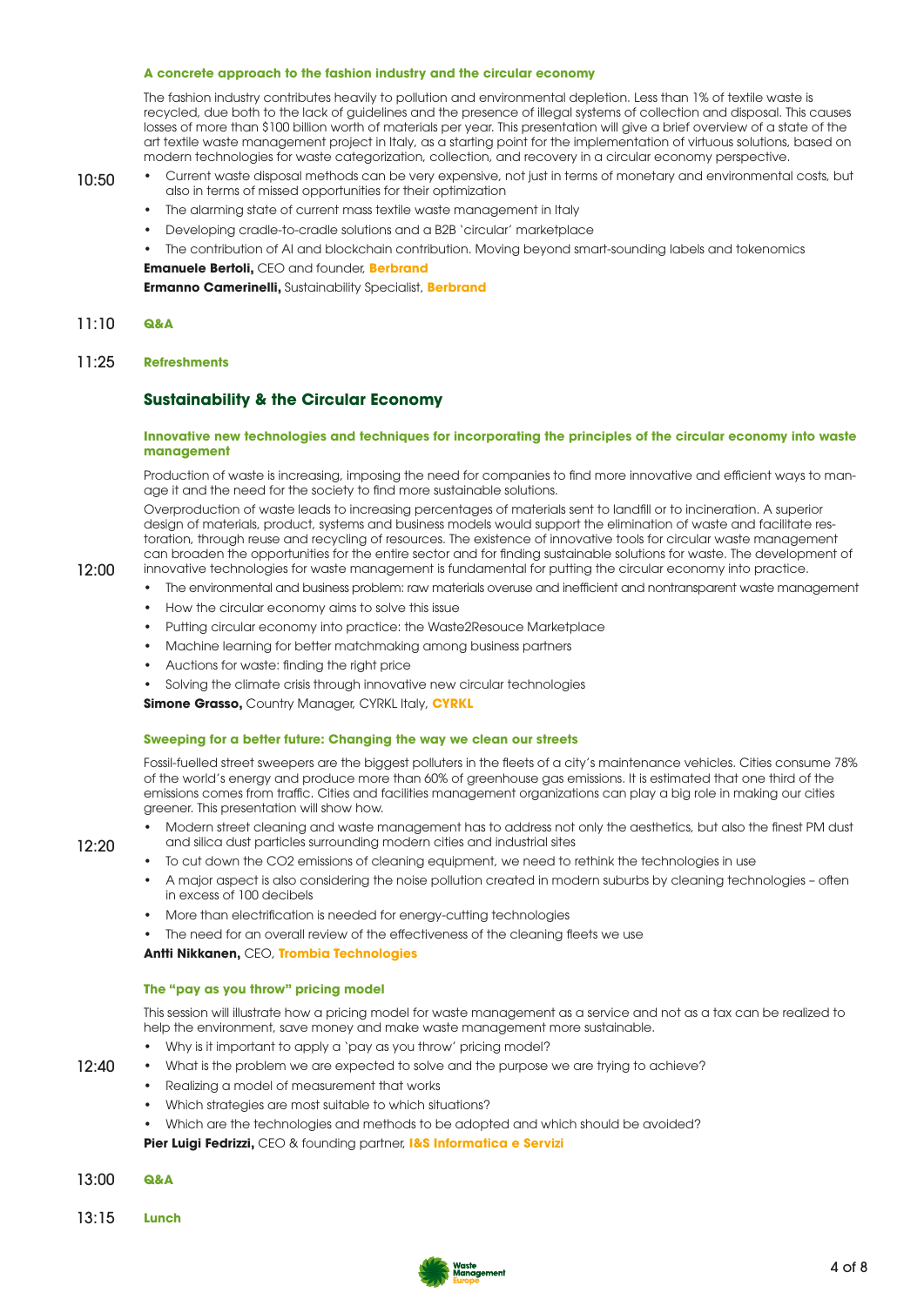**10:50**

### A concrete approach to the fashion industry and the circular economy

The fashion industry contributes heavily to pollution and environmental depletion. Less than 1% of textile waste is recycled, due both to the lack of guidelines and the presence of illegal systems of collection and disposal. This causes losses of more than $100 billion worth of materials per year. This presentation will give a brief overview of a state of the art textile waste management project in Italy, as a starting point for the implementation of virtuous solutions, based on modern technologies for waste categorization, collection, and recovery in a circular economy perspective.

- Current waste disposal methods can be very expensive, not just in terms of monetary and environmental costs, but also in terms of missed opportunities for their optimization
- The alarming state of current mass textile waste management in Italy
- Developing cradle-to-cradle solutions and a B2B 'circular' marketplace
- The contribution of AI and blockchain contribution. Moving beyond smart-sounding labels and tokenomics

**Emanuele Bertoli,** CEO and founder, **Berbrand**

**Ermanno Camerinelli,** Sustainability Specialist, **Berbrand**

**11:10** **Q&A**

**11:25** **Refreshments**

## Sustainability & the Circular Economy

**12:00**

### Innovative new technologies and techniques for incorporating the principles of the circular economy into waste management

Production of waste is increasing, imposing the need for companies to find more innovative and efficient ways to manage it and the need for the society to find more sustainable solutions.

Overproduction of waste leads to increasing percentages of materials sent to landfill or to incineration. A superior design of materials, product, systems and business models would support the elimination of waste and facilitate restoration, through reuse and recycling of resources. The existence of innovative tools for circular waste management can broaden the opportunities for the entire sector and for finding sustainable solutions for waste. The development of innovative technologies for waste management is fundamental for putting the circular economy into practice.

- The environmental and business problem: raw materials overuse and inefficient and nontransparent waste management
- How the circular economy aims to solve this issue
- Putting circular economy into practice: the Waste2Resouce Marketplace
- Machine learning for better matchmaking among business partners
- Auctions for waste: finding the right price
- Solving the climate crisis through innovative new circular technologies

**Simone Grasso,** Country Manager, CYRKL Italy, **CYRKL**

**12:20**

### Sweeping for a better future: Changing the way we clean our streets

Fossil-fuelled street sweepers are the biggest polluters in the fleets of a city's maintenance vehicles. Cities consume 78% of the world's energy and produce more than 60% of greenhouse gas emissions. It is estimated that one third of the emissions comes from traffic. Cities and facilities management organizations can play a big role in making our cities greener. This presentation will show how.

- Modern street cleaning and waste management has to address not only the aesthetics, but also the finest PM dust and silica dust particles surrounding modern cities and industrial sites
- To cut down the CO2 emissions of cleaning equipment, we need to rethink the technologies in use
- A major aspect is also considering the noise pollution created in modern suburbs by cleaning technologies – often in excess of 100 decibels
- More than electrification is needed for energy-cutting technologies
- The need for an overall review of the effectiveness of the cleaning fleets we use

**Antti Nikkanen,** CEO, **Trombia Technologies**

**12:40**

### The "pay as you throw" pricing model

This session will illustrate how a pricing model for waste management as a service and not as a tax can be realized to help the environment, save money and make waste management more sustainable.

- Why is it important to apply a 'pay as you throw' pricing model?
- What is the problem we are expected to solve and the purpose we are trying to achieve?
- Realizing a model of measurement that works
- Which strategies are most suitable to which situations?
- Which are the technologies and methods to be adopted and which should be avoided?

**Pier Luigi Fedrizzi,** CEO & founding partner, **I&S Informatica e Servizi**

**13:00** **Q&A**

**13:15** **Lunch**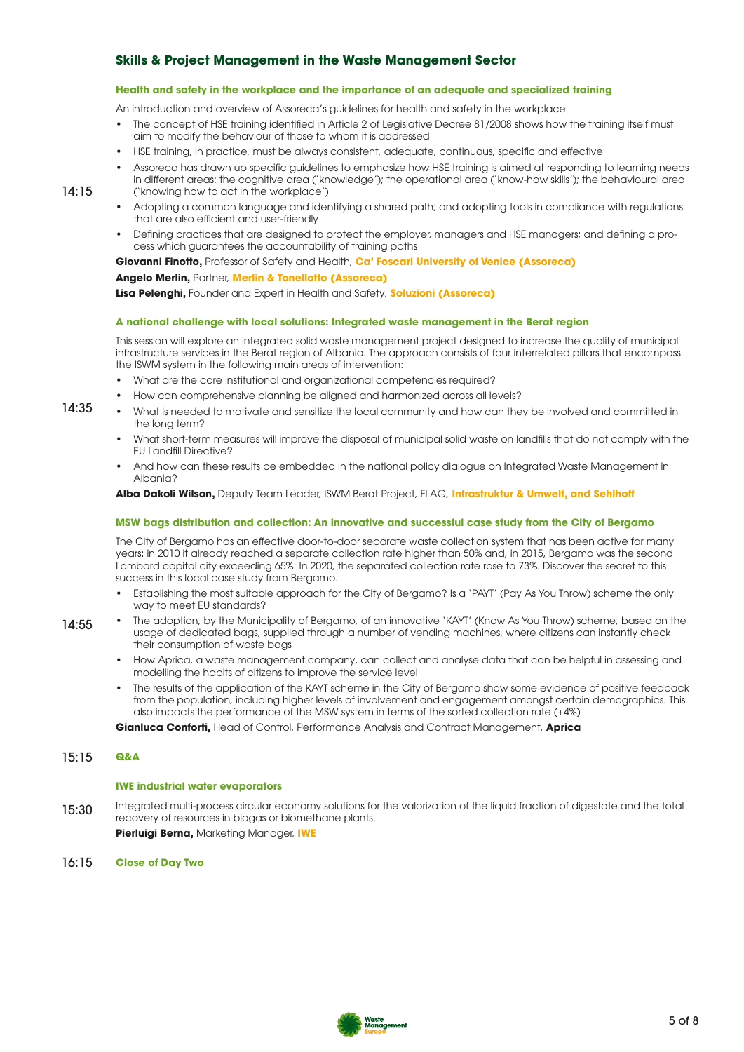## Skills & Project Management in the Waste Management Sector

**14:15**

### Health and safety in the workplace and the importance of an adequate and specialized training

An introduction and overview of Assoreca's guidelines for health and safety in the workplace

- The concept of HSE training identified in Article 2 of Legislative Decree 81/2008 shows how the training itself must aim to modify the behaviour of those to whom it is addressed
- HSE training, in practice, must be always consistent, adequate, continuous, specific and effective
- Assoreca has drawn up specific guidelines to emphasize how HSE training is aimed at responding to learning needs in different areas: the cognitive area ('knowledge'); the operational area ('know-how skills'); the behavioural area ('knowing how to act in the workplace')
- Adopting a common language and identifying a shared path; and adopting tools in compliance with regulations that are also efficient and user-friendly
- Defining practices that are designed to protect the employer, managers and HSE managers; and defining a process which guarantees the accountability of training paths

**Giovanni Finotto,** Professor of Safety and Health, **Ca' Foscari University of Venice (Assoreca)**

**Angelo Merlin,** Partner, **Merlin & Tonellotto (Assoreca)**

**Lisa Pelenghi,** Founder and Expert in Health and Safety, **Soluzioni (Assoreca)**

**14:35**

### A national challenge with local solutions: Integrated waste management in the Berat region

This session will explore an integrated solid waste management project designed to increase the quality of municipal infrastructure services in the Berat region of Albania. The approach consists of four interrelated pillars that encompass the ISWM system in the following main areas of intervention:

- What are the core institutional and organizational competencies required?
- How can comprehensive planning be aligned and harmonized across all levels?
- What is needed to motivate and sensitize the local community and how can they be involved and committed in the long term?
- What short-term measures will improve the disposal of municipal solid waste on landfills that do not comply with the EU Landfill Directive?
- And how can these results be embedded in the national policy dialogue on Integrated Waste Management in Albania?

**Alba Dakoli Wilson,** Deputy Team Leader, ISWM Berat Project, FLAG, **Infrastruktur & Umwelt, and Sehlhoff**

**14:55**

### MSW bags distribution and collection: An innovative and successful case study from the City of Bergamo

The City of Bergamo has an effective door-to-door separate waste collection system that has been active for many years: in 2010 it already reached a separate collection rate higher than 50% and, in 2015, Bergamo was the second Lombard capital city exceeding 65%. In 2020, the separated collection rate rose to 73%. Discover the secret to this success in this local case study from Bergamo.

- Establishing the most suitable approach for the City of Bergamo? Is a 'PAYT' (Pay As You Throw) scheme the only way to meet EU standards?
- The adoption, by the Municipality of Bergamo, of an innovative 'KAYT' (Know As You Throw) scheme, based on the usage of dedicated bags, supplied through a number of vending machines, where citizens can instantly check their consumption of waste bags
- How Aprica, a waste management company, can collect and analyse data that can be helpful in assessing and modelling the habits of citizens to improve the service level
- The results of the application of the KAYT scheme in the City of Bergamo show some evidence of positive feedback from the population, including higher levels of involvement and engagement amongst certain demographics. This also impacts the performance of the MSW system in terms of the sorted collection rate (+4%)

**Gianluca Conforti,** Head of Control, Performance Analysis and Contract Management, **Aprica**

**15:15**

### Q&A

**15:30**

### IWE industrial water evaporators

Integrated multi-process circular economy solutions for the valorization of the liquid fraction of digestate and the total recovery of resources in biogas or biomethane plants.

**Pierluigi Berna,** Marketing Manager, **IWE**

**16:15**

### Close of Day Two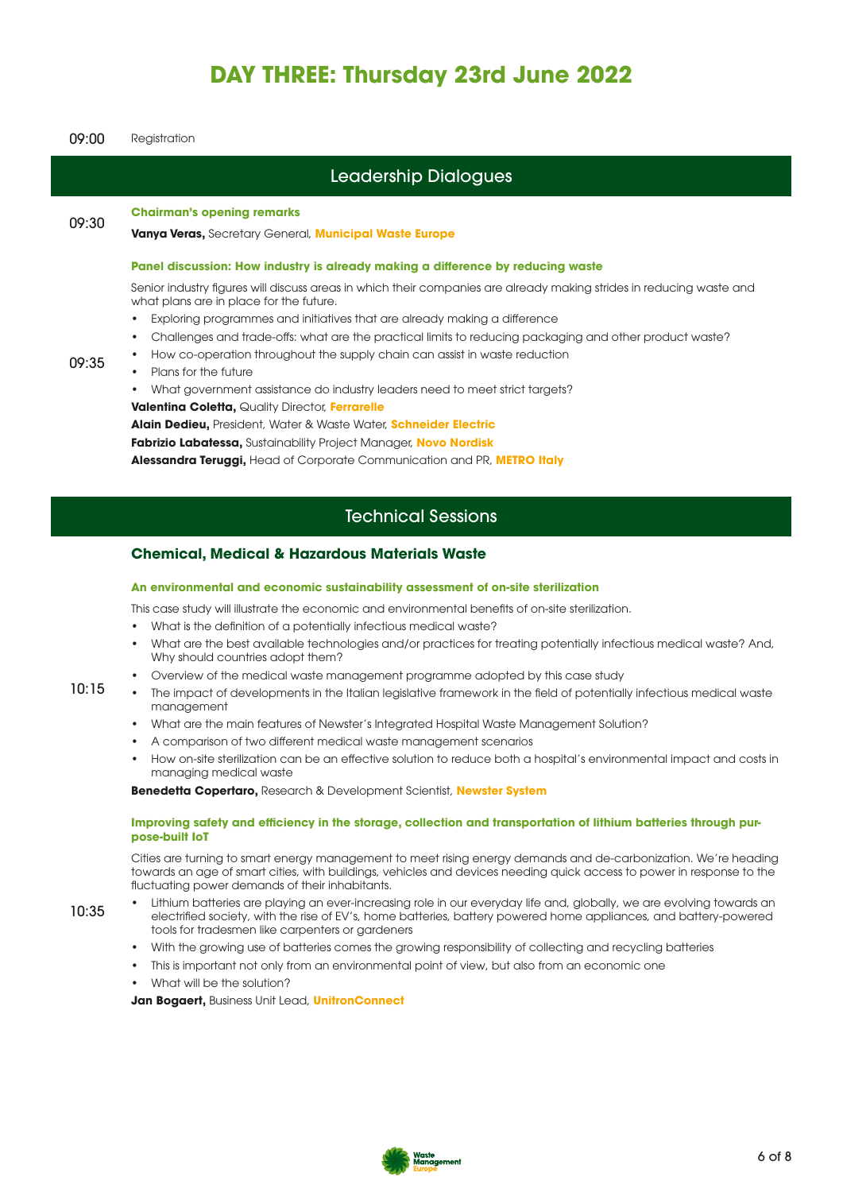# DAY THREE: Thursday 23rd June 2022

**09:00** Registration

## Leadership Dialogues

**09:30**

**Chairman's opening remarks**

**Vanya Veras,** Secretary General, **Municipal Waste Europe**

**09:35**

**Panel discussion: How industry is already making a difference by reducing waste**

Senior industry figures will discuss areas in which their companies are already making strides in reducing waste and what plans are in place for the future.

- Exploring programmes and initiatives that are already making a difference
- Challenges and trade-offs: what are the practical limits to reducing packaging and other product waste?
- How co-operation throughout the supply chain can assist in waste reduction
- Plans for the future
- What government assistance do industry leaders need to meet strict targets?

**Valentina Coletta,** Quality Director, **Ferrarelle**

**Alain Dedieu,** President, Water & Waste Water, **Schneider Electric**

**Fabrizio Labatessa,** Sustainability Project Manager, **Novo Nordisk**

**Alessandra Teruggi,** Head of Corporate Communication and PR, **METRO Italy**

## Technical Sessions

### Chemical, Medical & Hazardous Materials Waste

**10:15**

**An environmental and economic sustainability assessment of on-site sterilization**

This case study will illustrate the economic and environmental benefits of on-site sterilization.

- What is the definition of a potentially infectious medical waste?
- What are the best available technologies and/or practices for treating potentially infectious medical waste? And, Why should countries adopt them?
- Overview of the medical waste management programme adopted by this case study
- The impact of developments in the Italian legislative framework in the field of potentially infectious medical waste management
- What are the main features of Newster's Integrated Hospital Waste Management Solution?
- A comparison of two different medical waste management scenarios
- How on-site sterilization can be an effective solution to reduce both a hospital's environmental impact and costs in managing medical waste

**Benedetta Copertaro,** Research & Development Scientist, **Newster System**

**10:35**

**Improving safety and efficiency in the storage, collection and transportation of lithium batteries through purpose-built IoT**

Cities are turning to smart energy management to meet rising energy demands and de-carbonization. We're heading towards an age of smart cities, with buildings, vehicles and devices needing quick access to power in response to the fluctuating power demands of their inhabitants.

- Lithium batteries are playing an ever-increasing role in our everyday life and, globally, we are evolving towards an electrified society, with the rise of EV's, home batteries, battery powered home appliances, and battery-powered tools for tradesmen like carpenters or gardeners
- With the growing use of batteries comes the growing responsibility of collecting and recycling batteries
- This is important not only from an environmental point of view, but also from an economic one
- What will be the solution?

**Jan Bogaert,** Business Unit Lead, **UnitronConnect**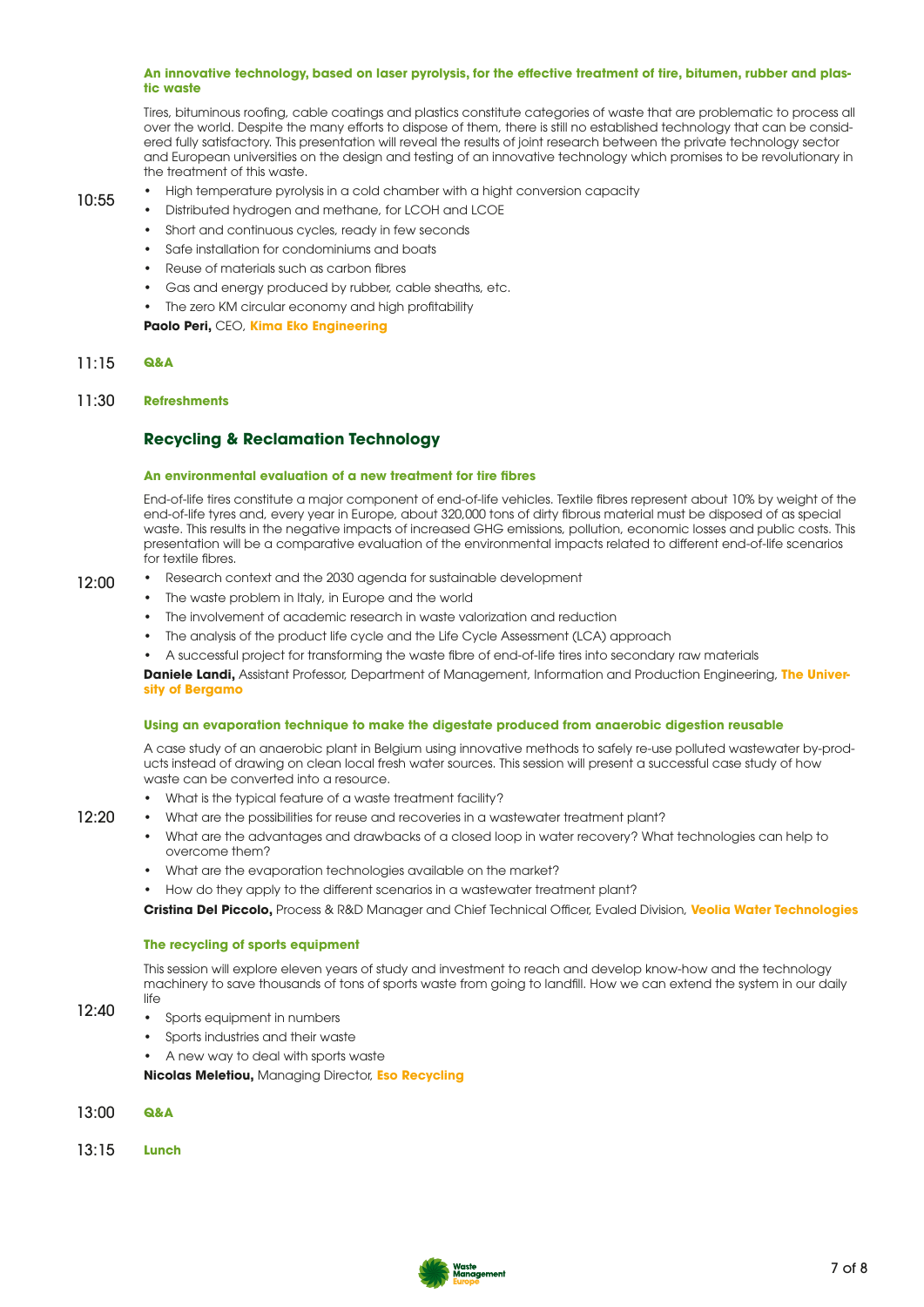10:55

**An innovative technology, based on laser pyrolysis, for the effective treatment of tire, bitumen, rubber and plastic waste**

Tires, bituminous roofing, cable coatings and plastics constitute categories of waste that are problematic to process all over the world. Despite the many efforts to dispose of them, there is still no established technology that can be considered fully satisfactory. This presentation will reveal the results of joint research between the private technology sector and European universities on the design and testing of an innovative technology which promises to be revolutionary in the treatment of this waste.

- High temperature pyrolysis in a cold chamber with a hight conversion capacity
- Distributed hydrogen and methane, for LCOH and LCOE
- Short and continuous cycles, ready in few seconds
- Safe installation for condominiums and boats
- Reuse of materials such as carbon fibres
- Gas and energy produced by rubber, cable sheaths, etc.
- The zero KM circular economy and high profitability

**Paolo Peri,** CEO, **Kima Eko Engineering**

11:15 **Q&A**

11:30 **Refreshments**

## Recycling & Reclamation Technology

12:00

**An environmental evaluation of a new treatment for tire fibres**

End-of-life tires constitute a major component of end-of-life vehicles. Textile fibres represent about 10% by weight of the end-of-life tyres and, every year in Europe, about 320,000 tons of dirty fibrous material must be disposed of as special waste. This results in the negative impacts of increased GHG emissions, pollution, economic losses and public costs. This presentation will be a comparative evaluation of the environmental impacts related to different end-of-life scenarios for textile fibres.

- Research context and the 2030 agenda for sustainable development
- The waste problem in Italy, in Europe and the world
- The involvement of academic research in waste valorization and reduction
- The analysis of the product life cycle and the Life Cycle Assessment (LCA) approach
- A successful project for transforming the waste fibre of end-of-life tires into secondary raw materials

**Daniele Landi,** Assistant Professor, Department of Management, Information and Production Engineering, **The University of Bergamo**

12:20

**Using an evaporation technique to make the digestate produced from anaerobic digestion reusable**

A case study of an anaerobic plant in Belgium using innovative methods to safely re-use polluted wastewater by-products instead of drawing on clean local fresh water sources. This session will present a successful case study of how waste can be converted into a resource.

- What is the typical feature of a waste treatment facility?
- What are the possibilities for reuse and recoveries in a wastewater treatment plant?
- What are the advantages and drawbacks of a closed loop in water recovery? What technologies can help to overcome them?
- What are the evaporation technologies available on the market?
- How do they apply to the different scenarios in a wastewater treatment plant?

**Cristina Del Piccolo,** Process & R&D Manager and Chief Technical Officer, Evaled Division, **Veolia Water Technologies**

12:40

**The recycling of sports equipment**

This session will explore eleven years of study and investment to reach and develop know-how and the technology machinery to save thousands of tons of sports waste from going to landfill. How we can extend the system in our daily life

- Sports equipment in numbers
- Sports industries and their waste
- A new way to deal with sports waste

**Nicolas Meletiou,** Managing Director, **Eso Recycling**

13:00 **Q&A**

13:15 **Lunch**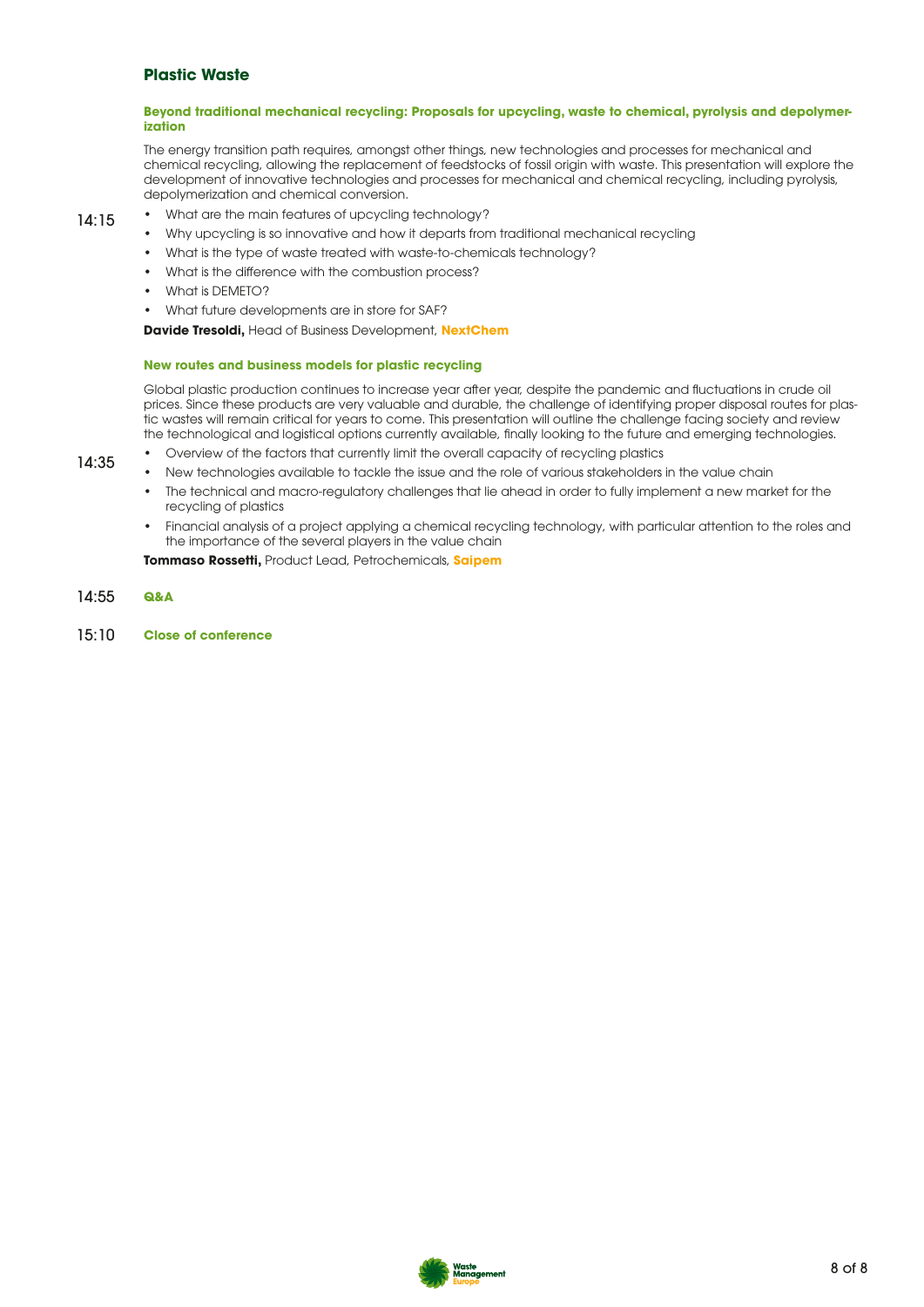## Plastic Waste

### Beyond traditional mechanical recycling: Proposals for upcycling, waste to chemical, pyrolysis and depolymerization

14:15

The energy transition path requires, amongst other things, new technologies and processes for mechanical and chemical recycling, allowing the replacement of feedstocks of fossil origin with waste. This presentation will explore the development of innovative technologies and processes for mechanical and chemical recycling, including pyrolysis, depolymerization and chemical conversion.

- What are the main features of upcycling technology?
- Why upcycling is so innovative and how it departs from traditional mechanical recycling
- What is the type of waste treated with waste-to-chemicals technology?
- What is the difference with the combustion process?
- What is DEMETO?
- What future developments are in store for SAF?

**Davide Tresoldi,** Head of Business Development, **NextChem**

### New routes and business models for plastic recycling

14:35

Global plastic production continues to increase year after year, despite the pandemic and fluctuations in crude oil prices. Since these products are very valuable and durable, the challenge of identifying proper disposal routes for plastic wastes will remain critical for years to come. This presentation will outline the challenge facing society and review the technological and logistical options currently available, finally looking to the future and emerging technologies.

- Overview of the factors that currently limit the overall capacity of recycling plastics
- New technologies available to tackle the issue and the role of various stakeholders in the value chain
- The technical and macro-regulatory challenges that lie ahead in order to fully implement a new market for the recycling of plastics
- Financial analysis of a project applying a chemical recycling technology, with particular attention to the roles and the importance of the several players in the value chain

**Tommaso Rossetti,** Product Lead, Petrochemicals, **Saipem**

14:55 **Q&A**

15:10 **Close of conference**